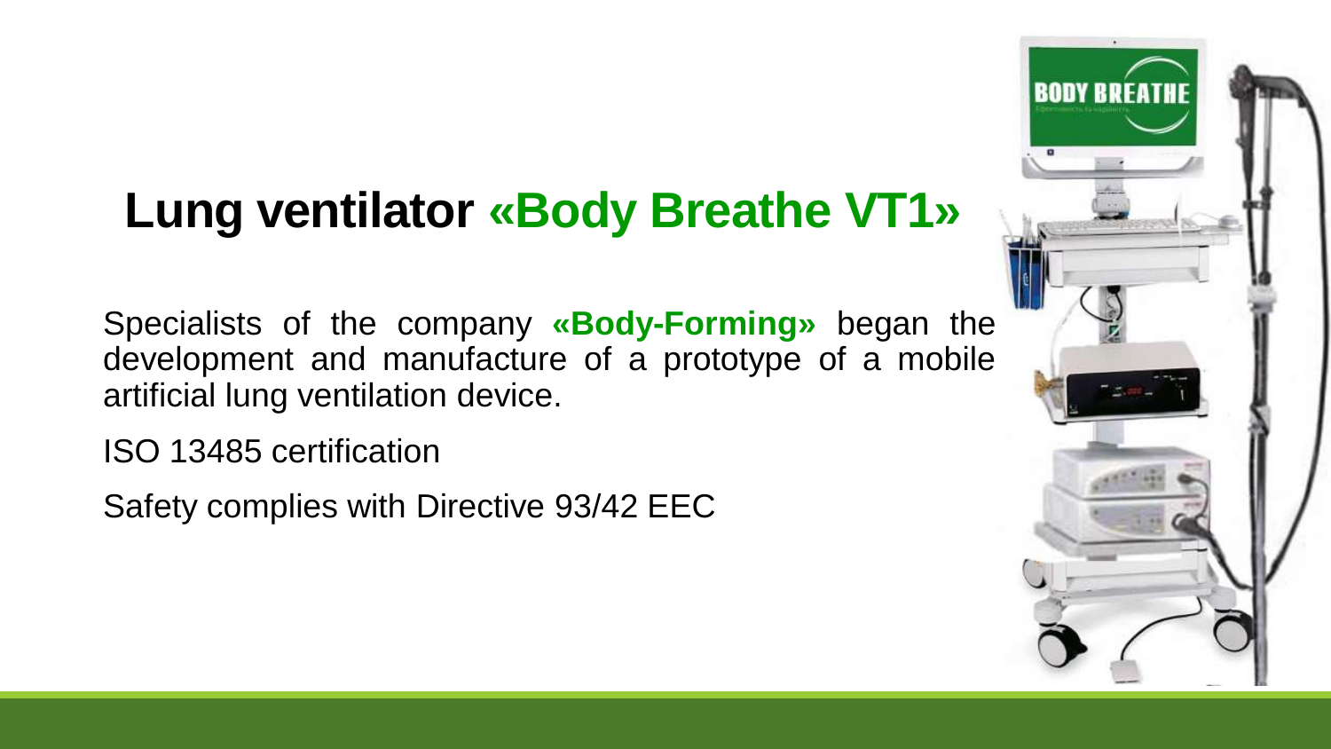# Lung ventilator «Body Breathe VT1»

Specialists of the company **«Body-Forming»** began the development and manufacture of a prototype of a mobile artificial lung ventilation device.

ISO 13485 certification

Safety complies with Directive 93/42 EEC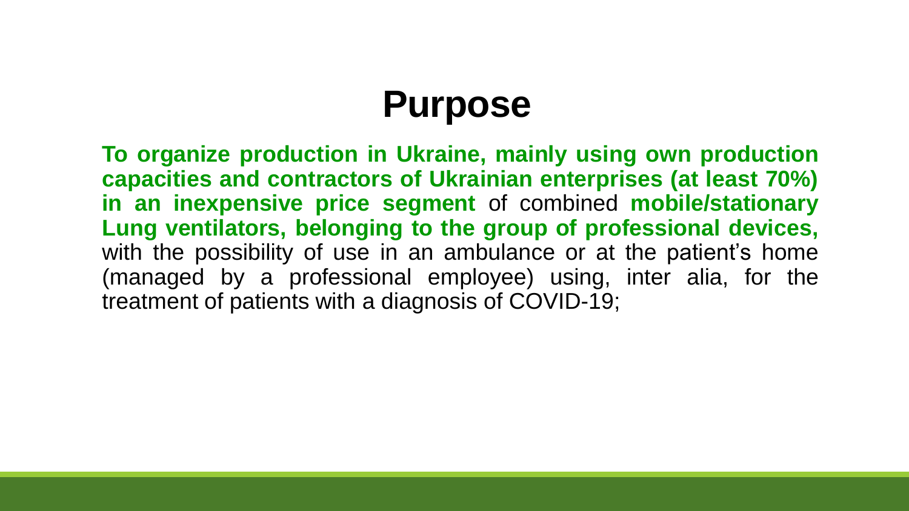# Purpose

**To organize production in Ukraine, mainly using own production capacities and contractors of Ukrainian enterprises (at least 70%) in an inexpensive price segment** of combined **mobile/stationary Lung ventilators, belonging to the group of professional devices,** with the possibility of use in an ambulance or at the patient's home (managed by a professional employee) using, inter alia, for the treatment of patients with a diagnosis of COVID-19;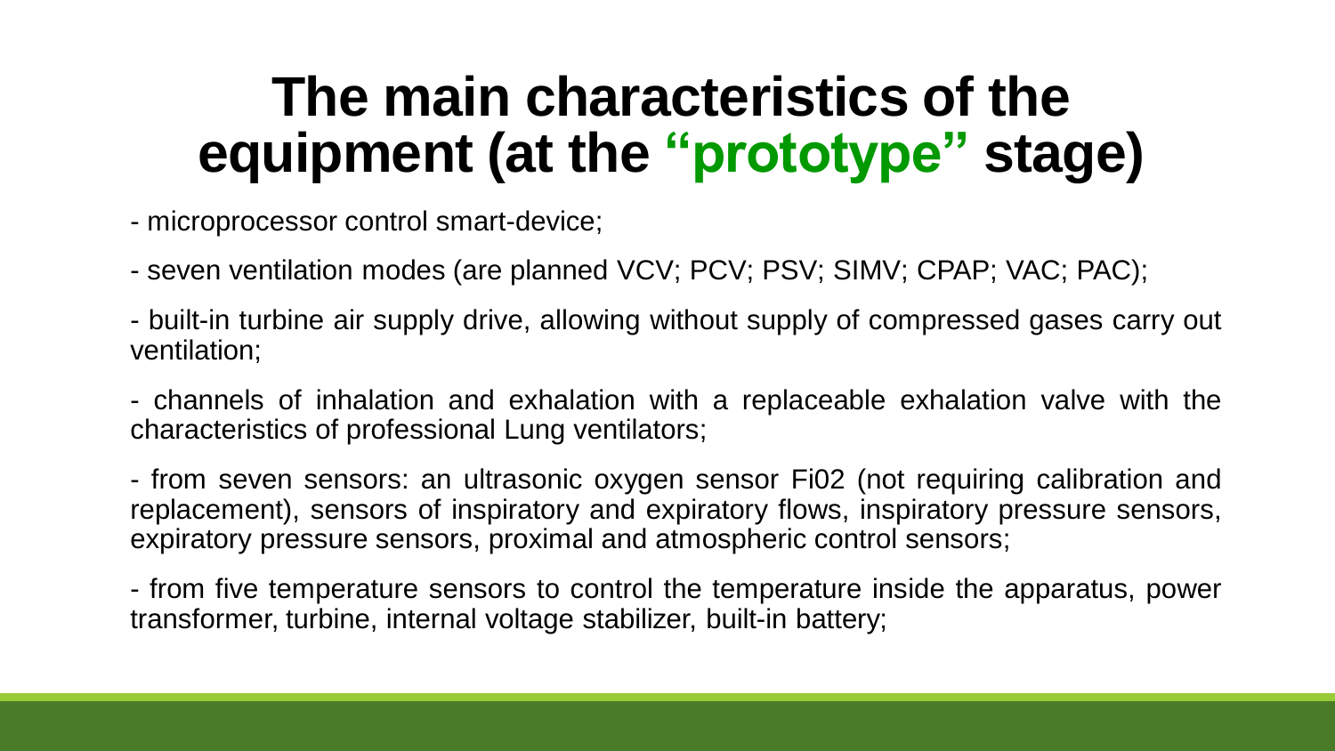# The main characteristics of the equipment (at the "prototype" stage)

- microprocessor control smart-device;

- seven ventilation modes (are planned VCV; PCV; PSV; SIMV; CPAP; VAC; PAC);

- built-in turbine air supply drive, allowing without supply of compressed gases carry out ventilation;

- channels of inhalation and exhalation with a replaceable exhalation valve with the characteristics of professional Lung ventilators;

- from seven sensors: an ultrasonic oxygen sensor Fi02 (not requiring calibration and replacement), sensors of inspiratory and expiratory flows, inspiratory pressure sensors, expiratory pressure sensors, proximal and atmospheric control sensors;

- from five temperature sensors to control the temperature inside the apparatus, power transformer, turbine, internal voltage stabilizer, built-in battery;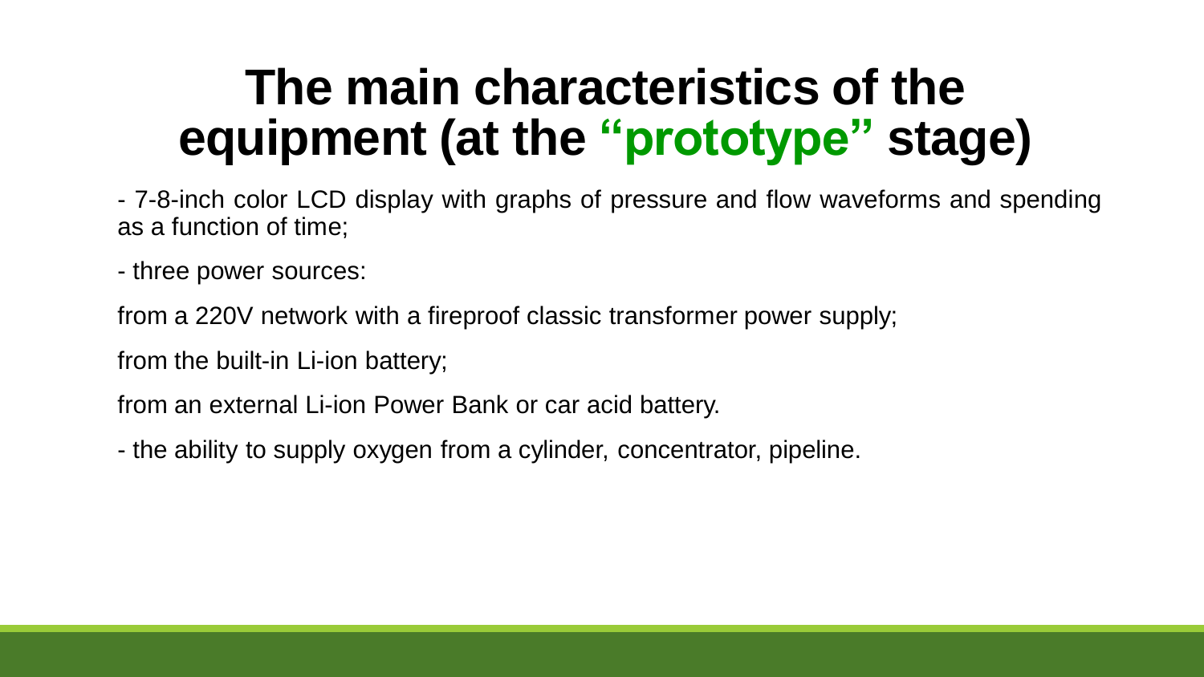# The main characteristics of the equipment (at the "prototype" stage)

- 7-8-inch color LCD display with graphs of pressure and flow waveforms and spending as a function of time;

- three power sources:

from a 220V network with a fireproof classic transformer power supply;

from the built-in Li-ion battery;

from an external Li-ion Power Bank or car acid battery.

- the ability to supply oxygen from a cylinder, concentrator, pipeline.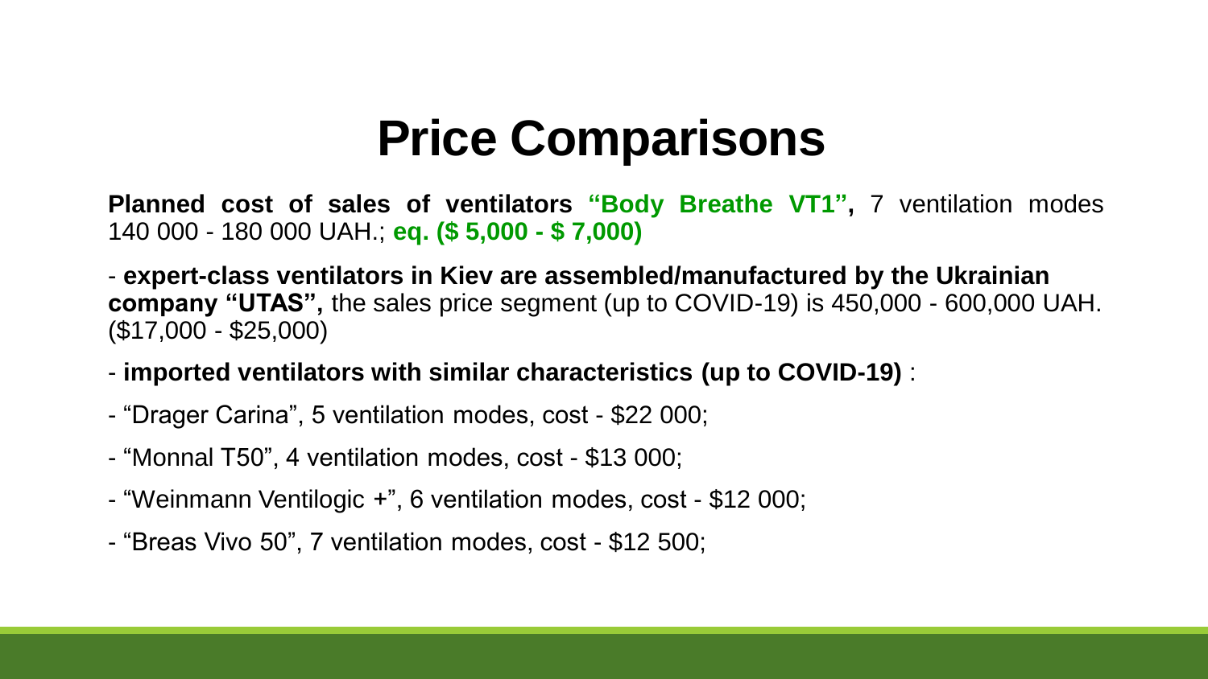# Price Comparisons

**Planned cost of sales of ventilators "Body Breathe VT1",** 7 ventilation modes 140 000 - 180 000 UAH.; **eq. ($ 5,000 - $ 7,000)**

- **expert-class ventilators in Kiev are assembled/manufactured by the Ukrainian company "UTAS",** the sales price segment (up to COVID-19) is 450,000 - 600,000 UAH. ($17,000 - $25,000)

- **imported ventilators with similar characteristics (up to COVID-19)** :

- "Drager Carina", 5 ventilation modes, cost - $22 000;

- "Monnal T50", 4 ventilation modes, cost - $13 000;

- "Weinmann Ventilogic +", 6 ventilation modes, cost - $12 000;

- "Breas Vivo 50", 7 ventilation modes, cost - $12 500;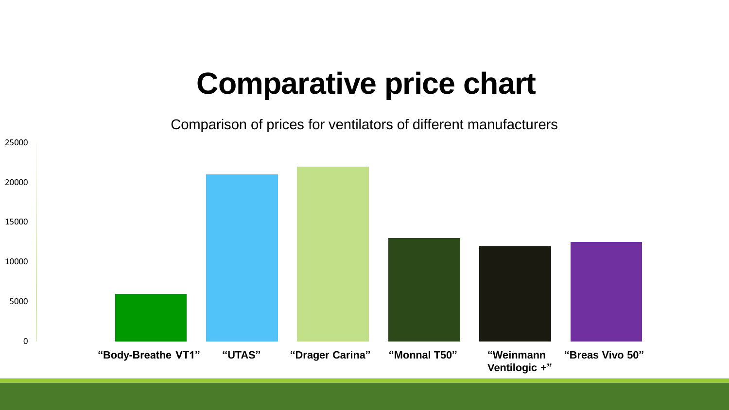# Comparative price chart

Comparison of prices for ventilators of different manufacturers

25000

20000

15000

10000

5000

0

"Body-Breathe VT1" "UTAS" "Drager Carina" "Monnal T50" "Weinmann Ventilogic +" "Breas Vivo 50"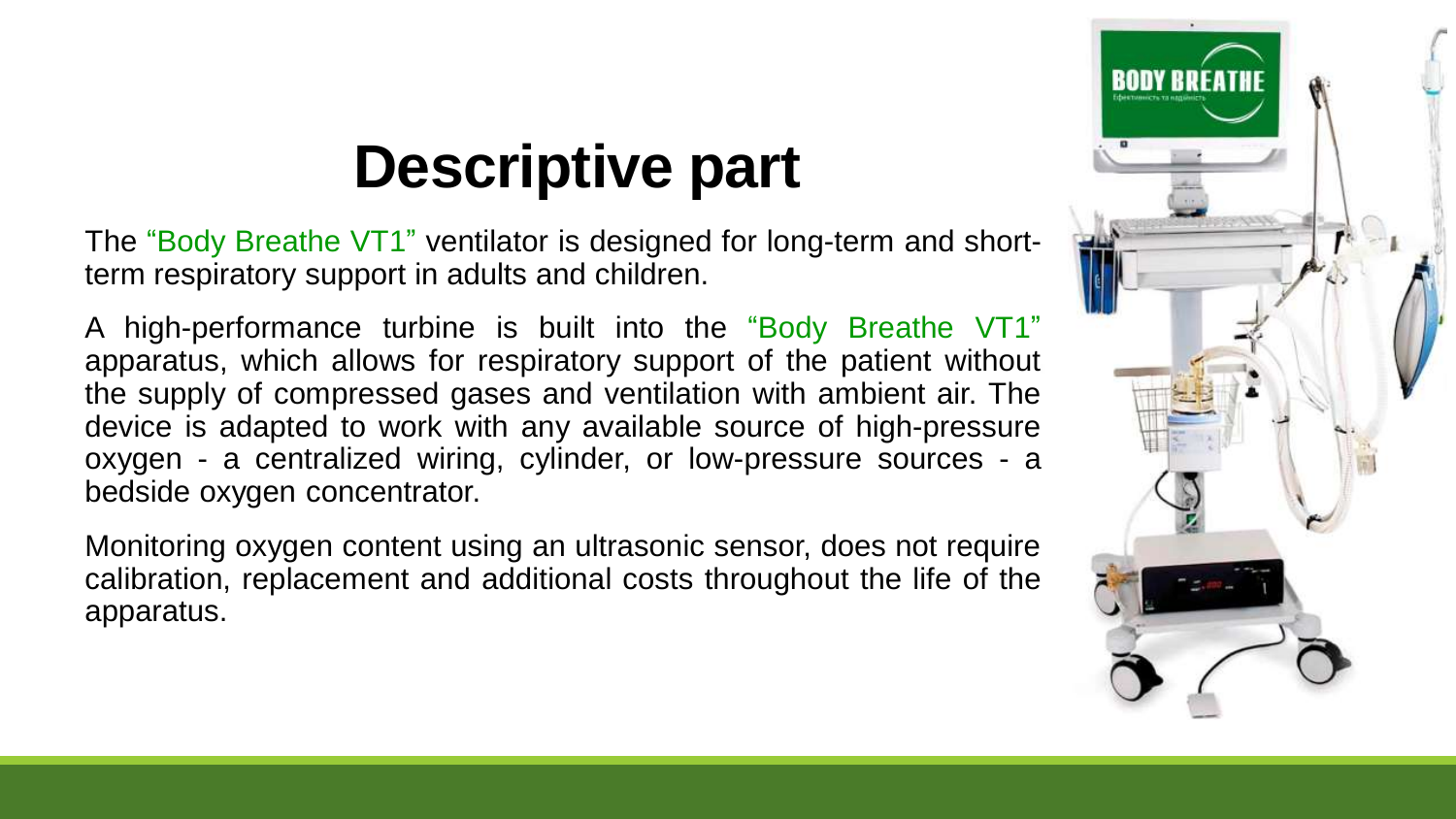# Descriptive part

The "Body Breathe VT1" ventilator is designed for long-term and short-term respiratory support in adults and children.

A high-performance turbine is built into the "Body Breathe VT1" apparatus, which allows for respiratory support of the patient without the supply of compressed gases and ventilation with ambient air. The device is adapted to work with any available source of high-pressure oxygen - a centralized wiring, cylinder, or low-pressure sources - a bedside oxygen concentrator.

Monitoring oxygen content using an ultrasonic sensor, does not require calibration, replacement and additional costs throughout the life of the apparatus.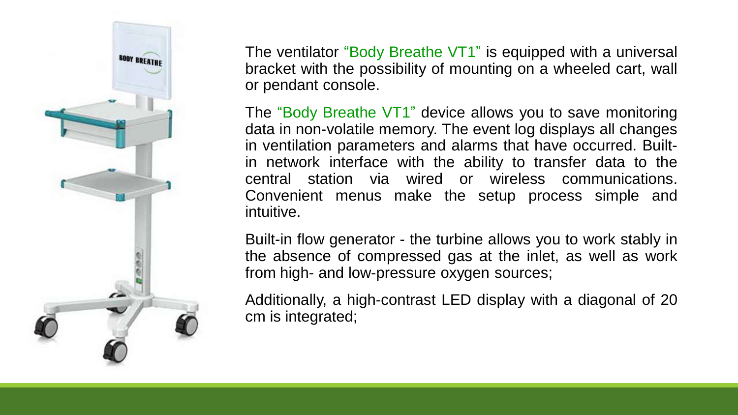The ventilator "Body Breathe VT1" is equipped with a universal bracket with the possibility of mounting on a wheeled cart, wall or pendant console.

The "Body Breathe VT1" device allows you to save monitoring data in non-volatile memory. The event log displays all changes in ventilation parameters and alarms that have occurred. Built-in network interface with the ability to transfer data to the central station via wired or wireless communications. Convenient menus make the setup process simple and intuitive.

Built-in flow generator - the turbine allows you to work stably in the absence of compressed gas at the inlet, as well as work from high- and low-pressure oxygen sources;

Additionally, a high-contrast LED display with a diagonal of 20 cm is integrated;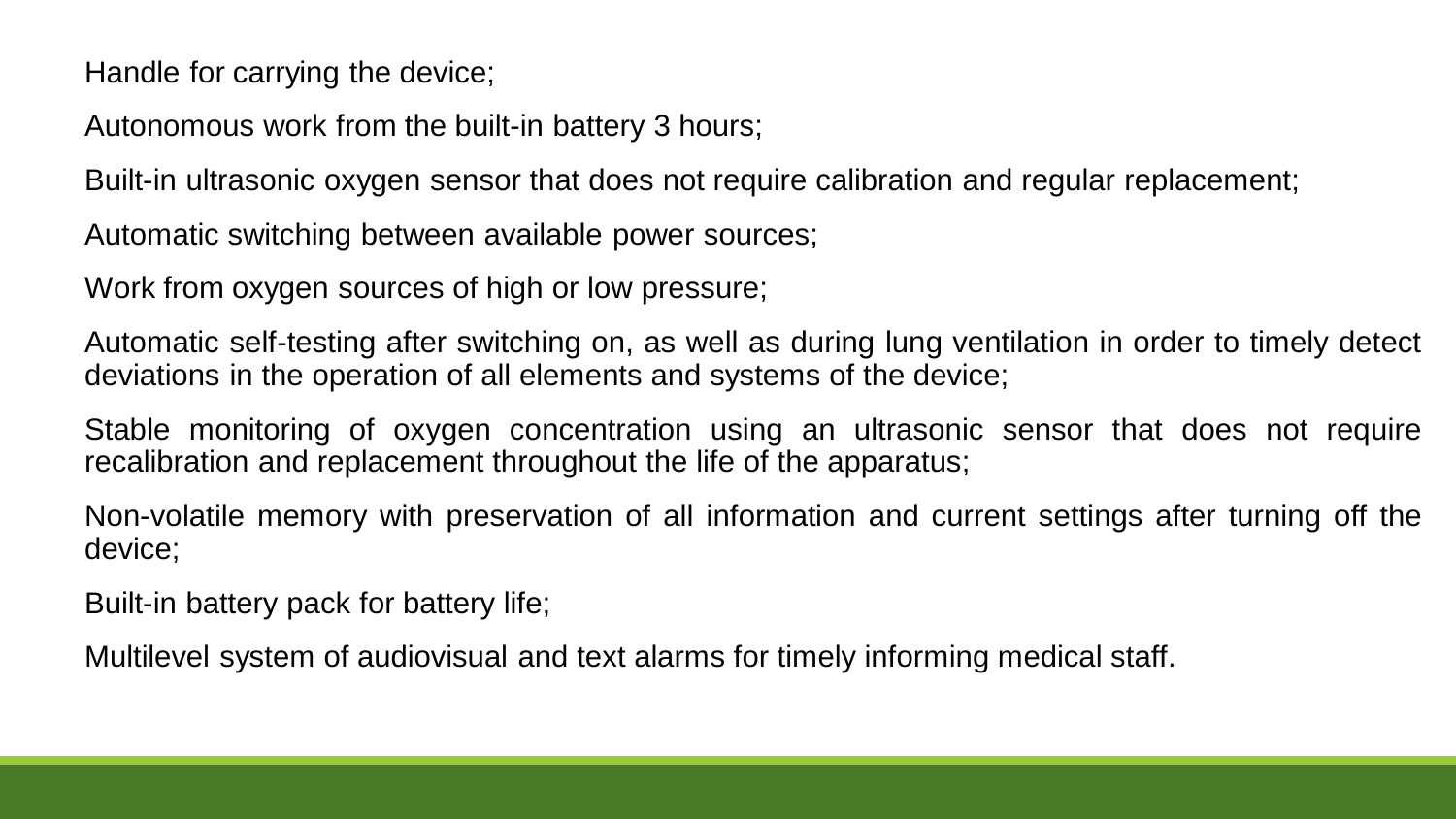Handle for carrying the device;

Autonomous work from the built-in battery 3 hours;

Built-in ultrasonic oxygen sensor that does not require calibration and regular replacement;

Automatic switching between available power sources;

Work from oxygen sources of high or low pressure;

Automatic self-testing after switching on, as well as during lung ventilation in order to timely detect deviations in the operation of all elements and systems of the device;

Stable monitoring of oxygen concentration using an ultrasonic sensor that does not require recalibration and replacement throughout the life of the apparatus;

Non-volatile memory with preservation of all information and current settings after turning off the device;

Built-in battery pack for battery life;

Multilevel system of audiovisual and text alarms for timely informing medical staff.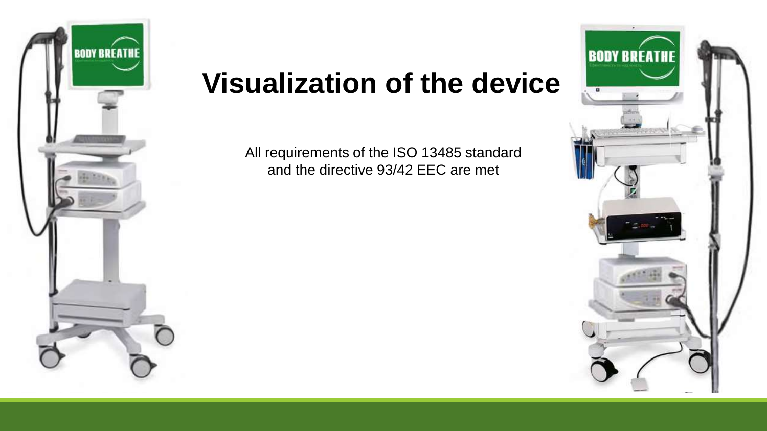# Visualization of the device

All requirements of the ISO 13485 standard and the directive 93/42 EEC are met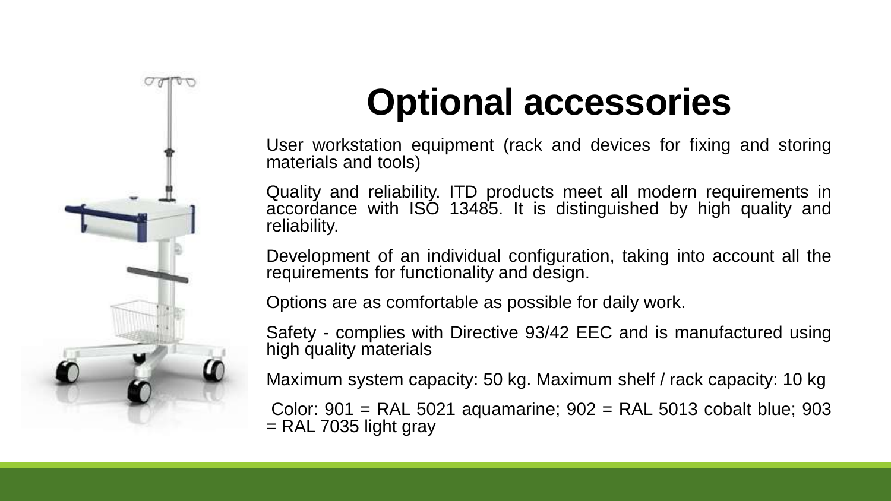# Optional accessories

User workstation equipment (rack and devices for fixing and storing materials and tools)

Quality and reliability. ITD products meet all modern requirements in accordance with ISO 13485. It is distinguished by high quality and reliability.

Development of an individual configuration, taking into account all the requirements for functionality and design.

Options are as comfortable as possible for daily work.

Safety - complies with Directive 93/42 EEC and is manufactured using high quality materials

Maximum system capacity: 50 kg. Maximum shelf / rack capacity: 10 kg

Color: 901 = RAL 5021 aquamarine; 902 = RAL 5013 cobalt blue; 903 = RAL 7035 light gray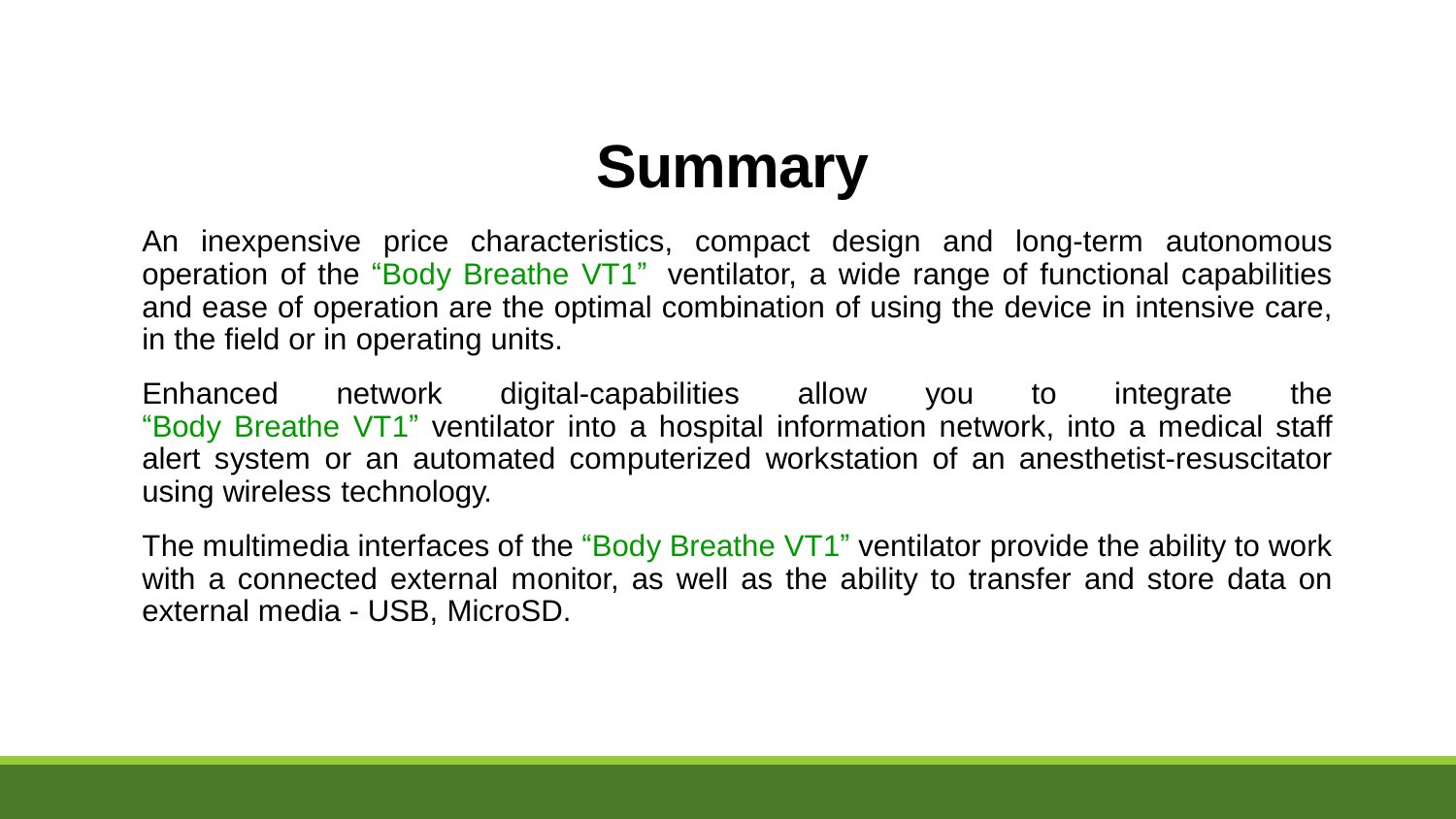# Summary

An inexpensive price characteristics, compact design and long-term autonomous operation of the "Body Breathe VT1" ventilator, a wide range of functional capabilities and ease of operation are the optimal combination of using the device in intensive care, in the field or in operating units.

Enhanced network digital-capabilities allow you to integrate the "Body Breathe VT1" ventilator into a hospital information network, into a medical staff alert system or an automated computerized workstation of an anesthetist-resuscitator using wireless technology.

The multimedia interfaces of the "Body Breathe VT1" ventilator provide the ability to work with a connected external monitor, as well as the ability to transfer and store data on external media - USB, MicroSD.